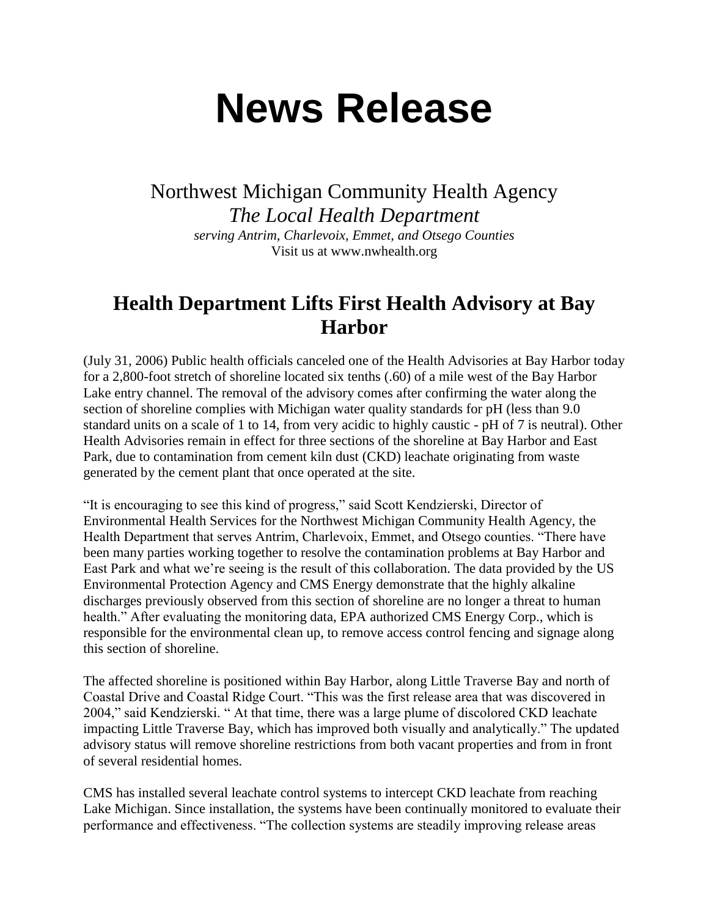# News Release

Northwest Michigan Community Health Agency

*The Local Health Department*

*serving Antrim, Charlevoix, Emmet, and Otsego Counties*

Visit us at www.nwhealth.org

## Health Department Lifts First Health Advisory at Bay Harbor

(July 31, 2006) Public health officials canceled one of the Health Advisories at Bay Harbor today for a 2,800-foot stretch of shoreline located six tenths (.60) of a mile west of the Bay Harbor Lake entry channel. The removal of the advisory comes after confirming the water along the section of shoreline complies with Michigan water quality standards for pH (less than 9.0 standard units on a scale of 1 to 14, from very acidic to highly caustic - pH of 7 is neutral). Other Health Advisories remain in effect for three sections of the shoreline at Bay Harbor and East Park, due to contamination from cement kiln dust (CKD) leachate originating from waste generated by the cement plant that once operated at the site.

"It is encouraging to see this kind of progress," said Scott Kendzierski, Director of Environmental Health Services for the Northwest Michigan Community Health Agency, the Health Department that serves Antrim, Charlevoix, Emmet, and Otsego counties. "There have been many parties working together to resolve the contamination problems at Bay Harbor and East Park and what we're seeing is the result of this collaboration. The data provided by the US Environmental Protection Agency and CMS Energy demonstrate that the highly alkaline discharges previously observed from this section of shoreline are no longer a threat to human health." After evaluating the monitoring data, EPA authorized CMS Energy Corp., which is responsible for the environmental clean up, to remove access control fencing and signage along this section of shoreline.

The affected shoreline is positioned within Bay Harbor, along Little Traverse Bay and north of Coastal Drive and Coastal Ridge Court. "This was the first release area that was discovered in 2004," said Kendzierski. " At that time, there was a large plume of discolored CKD leachate impacting Little Traverse Bay, which has improved both visually and analytically." The updated advisory status will remove shoreline restrictions from both vacant properties and from in front of several residential homes.

CMS has installed several leachate control systems to intercept CKD leachate from reaching Lake Michigan. Since installation, the systems have been continually monitored to evaluate their performance and effectiveness. "The collection systems are steadily improving release areas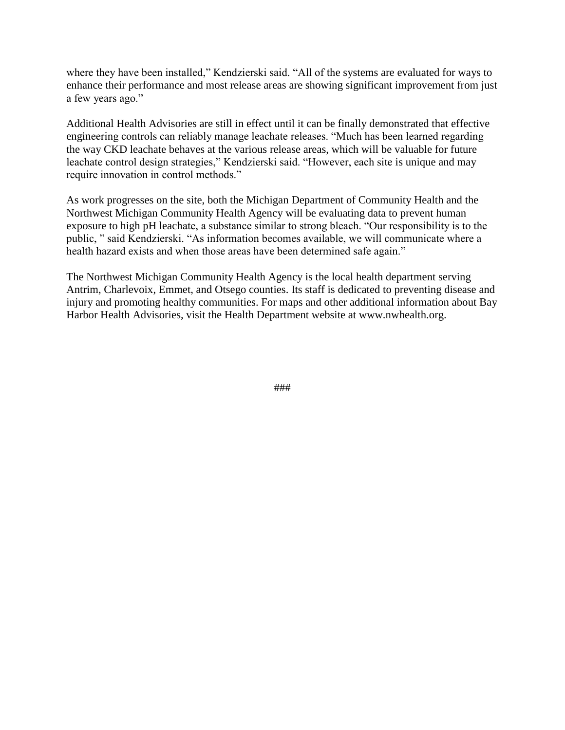where they have been installed," Kendzierski said. "All of the systems are evaluated for ways to enhance their performance and most release areas are showing significant improvement from just a few years ago."

Additional Health Advisories are still in effect until it can be finally demonstrated that effective engineering controls can reliably manage leachate releases. "Much has been learned regarding the way CKD leachate behaves at the various release areas, which will be valuable for future leachate control design strategies," Kendzierski said. "However, each site is unique and may require innovation in control methods."

As work progresses on the site, both the Michigan Department of Community Health and the Northwest Michigan Community Health Agency will be evaluating data to prevent human exposure to high pH leachate, a substance similar to strong bleach. "Our responsibility is to the public, " said Kendzierski. "As information becomes available, we will communicate where a health hazard exists and when those areas have been determined safe again."

The Northwest Michigan Community Health Agency is the local health department serving Antrim, Charlevoix, Emmet, and Otsego counties. Its staff is dedicated to preventing disease and injury and promoting healthy communities. For maps and other additional information about Bay Harbor Health Advisories, visit the Health Department website at www.nwhealth.org.

###